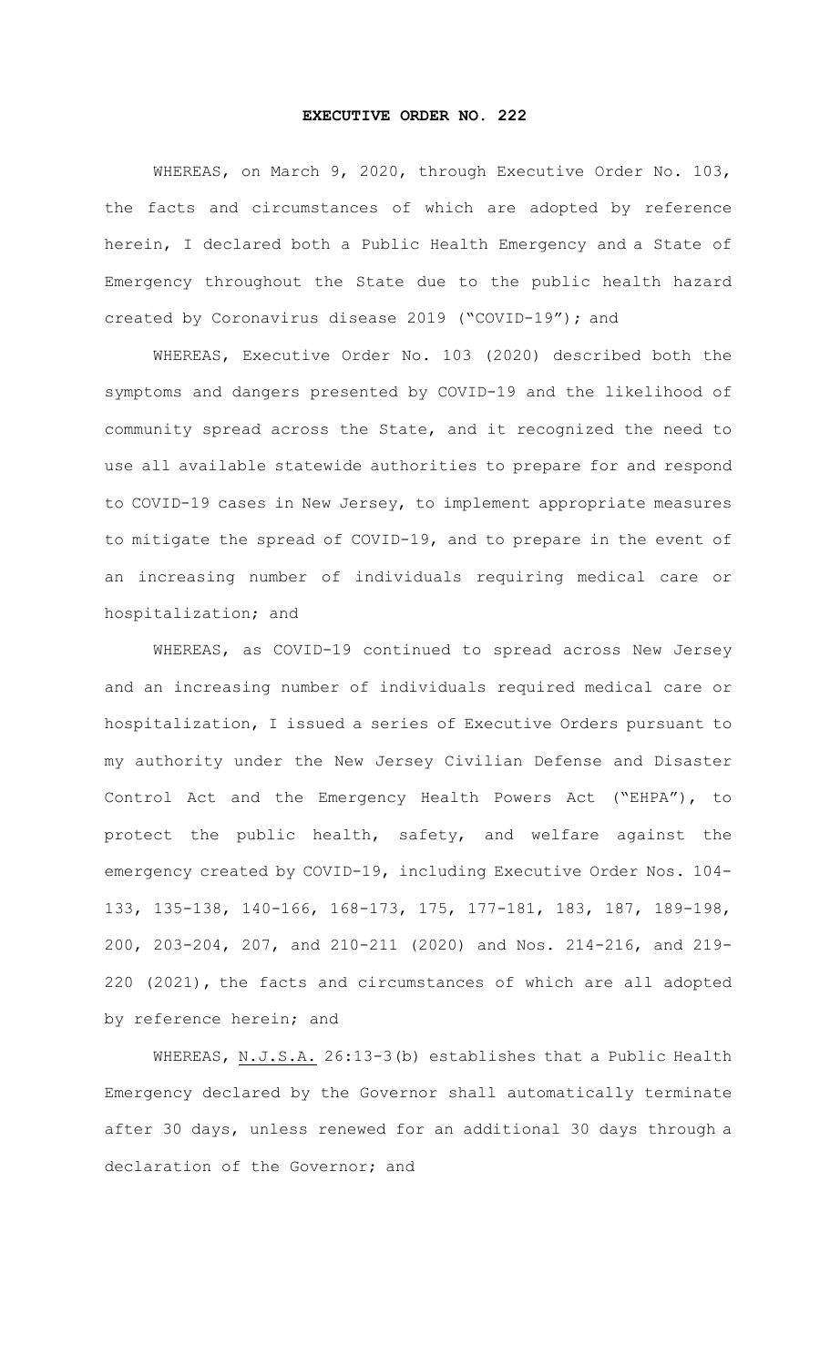# EXECUTIVE ORDER NO. 222

WHEREAS, on March 9, 2020, through Executive Order No. 103, the facts and circumstances of which are adopted by reference herein, I declared both a Public Health Emergency and a State of Emergency throughout the State due to the public health hazard created by Coronavirus disease 2019 ("COVID-19"); and

WHEREAS, Executive Order No. 103 (2020) described both the symptoms and dangers presented by COVID-19 and the likelihood of community spread across the State, and it recognized the need to use all available statewide authorities to prepare for and respond to COVID-19 cases in New Jersey, to implement appropriate measures to mitigate the spread of COVID-19, and to prepare in the event of an increasing number of individuals requiring medical care or hospitalization; and

WHEREAS, as COVID-19 continued to spread across New Jersey and an increasing number of individuals required medical care or hospitalization, I issued a series of Executive Orders pursuant to my authority under the New Jersey Civilian Defense and Disaster Control Act and the Emergency Health Powers Act ("EHPA"), to protect the public health, safety, and welfare against the emergency created by COVID-19, including Executive Order Nos. 104-133, 135-138, 140-166, 168-173, 175, 177-181, 183, 187, 189-198, 200, 203-204, 207, and 210-211 (2020) and Nos. 214-216, and 219-220 (2021), the facts and circumstances of which are all adopted by reference herein; and

WHEREAS, N.J.S.A. 26:13-3(b) establishes that a Public Health Emergency declared by the Governor shall automatically terminate after 30 days, unless renewed for an additional 30 days through a declaration of the Governor; and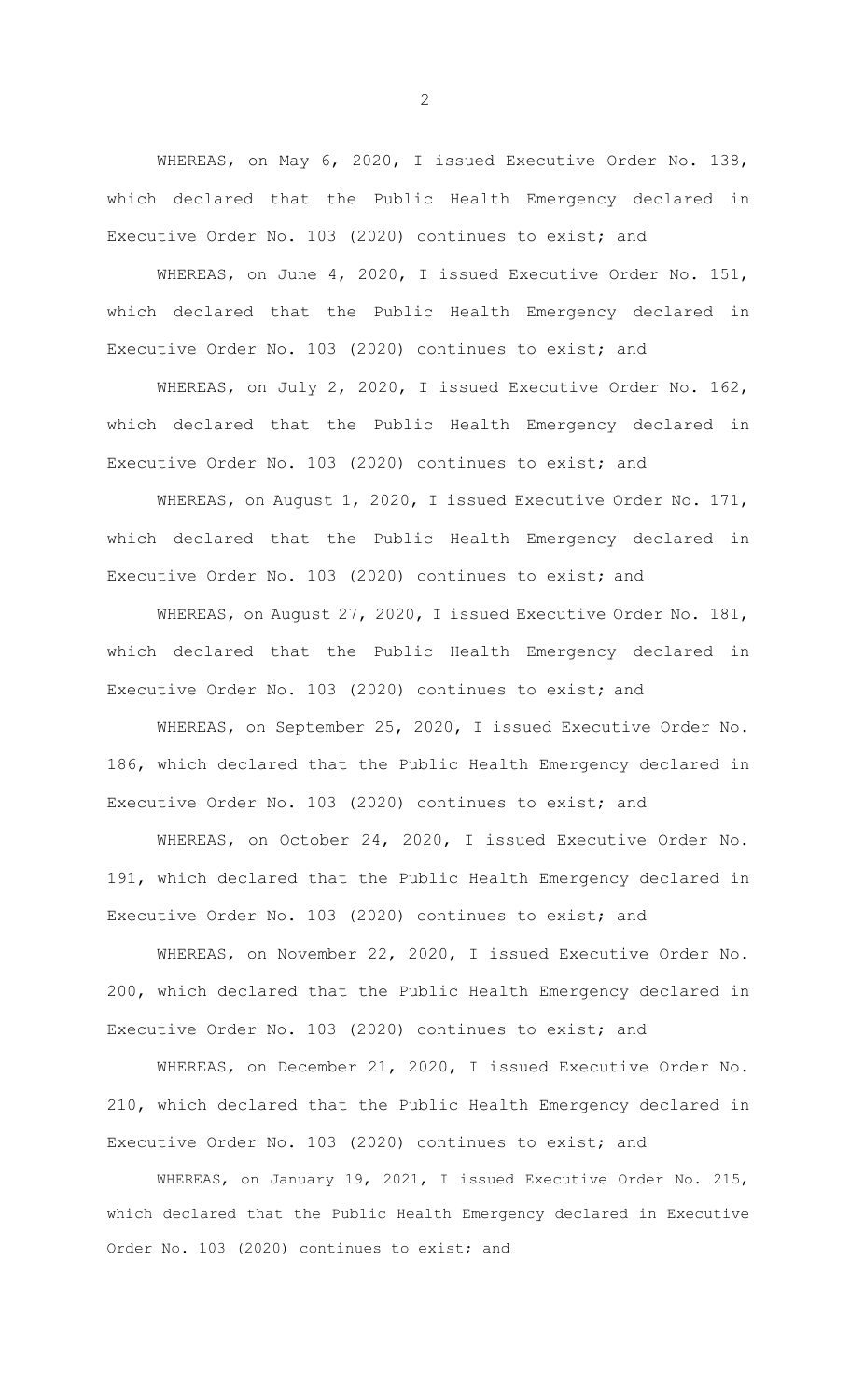WHEREAS, on May 6, 2020, I issued Executive Order No. 138, which declared that the Public Health Emergency declared in Executive Order No. 103 (2020) continues to exist; and

WHEREAS, on June 4, 2020, I issued Executive Order No. 151, which declared that the Public Health Emergency declared in Executive Order No. 103 (2020) continues to exist; and

WHEREAS, on July 2, 2020, I issued Executive Order No. 162, which declared that the Public Health Emergency declared in Executive Order No. 103 (2020) continues to exist; and

WHEREAS, on August 1, 2020, I issued Executive Order No. 171, which declared that the Public Health Emergency declared in Executive Order No. 103 (2020) continues to exist; and

WHEREAS, on August 27, 2020, I issued Executive Order No. 181, which declared that the Public Health Emergency declared in Executive Order No. 103 (2020) continues to exist; and

WHEREAS, on September 25, 2020, I issued Executive Order No. 186, which declared that the Public Health Emergency declared in Executive Order No. 103 (2020) continues to exist; and

WHEREAS, on October 24, 2020, I issued Executive Order No. 191, which declared that the Public Health Emergency declared in Executive Order No. 103 (2020) continues to exist; and

WHEREAS, on November 22, 2020, I issued Executive Order No. 200, which declared that the Public Health Emergency declared in Executive Order No. 103 (2020) continues to exist; and

WHEREAS, on December 21, 2020, I issued Executive Order No. 210, which declared that the Public Health Emergency declared in Executive Order No. 103 (2020) continues to exist; and

WHEREAS, on January 19, 2021, I issued Executive Order No. 215, which declared that the Public Health Emergency declared in Executive Order No. 103 (2020) continues to exist; and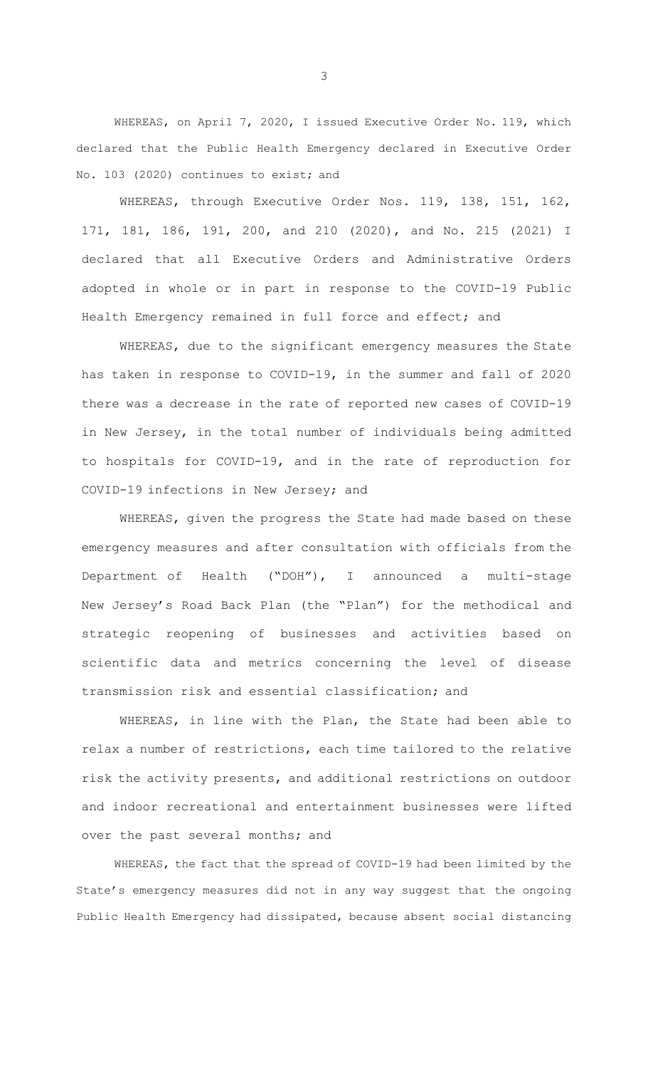WHEREAS, on April 7, 2020, I issued Executive Order No. 119, which declared that the Public Health Emergency declared in Executive Order No. 103 (2020) continues to exist; and

WHEREAS, through Executive Order Nos. 119, 138, 151, 162, 171, 181, 186, 191, 200, and 210 (2020), and No. 215 (2021) I declared that all Executive Orders and Administrative Orders adopted in whole or in part in response to the COVID-19 Public Health Emergency remained in full force and effect; and

WHEREAS, due to the significant emergency measures the State has taken in response to COVID-19, in the summer and fall of 2020 there was a decrease in the rate of reported new cases of COVID-19 in New Jersey, in the total number of individuals being admitted to hospitals for COVID-19, and in the rate of reproduction for COVID-19 infections in New Jersey; and

WHEREAS, given the progress the State had made based on these emergency measures and after consultation with officials from the Department of Health ("DOH"), I announced a multi-stage New Jersey's Road Back Plan (the "Plan") for the methodical and strategic reopening of businesses and activities based on scientific data and metrics concerning the level of disease transmission risk and essential classification; and

WHEREAS, in line with the Plan, the State had been able to relax a number of restrictions, each time tailored to the relative risk the activity presents, and additional restrictions on outdoor and indoor recreational and entertainment businesses were lifted over the past several months; and

WHEREAS, the fact that the spread of COVID-19 had been limited by the State's emergency measures did not in any way suggest that the ongoing Public Health Emergency had dissipated, because absent social distancing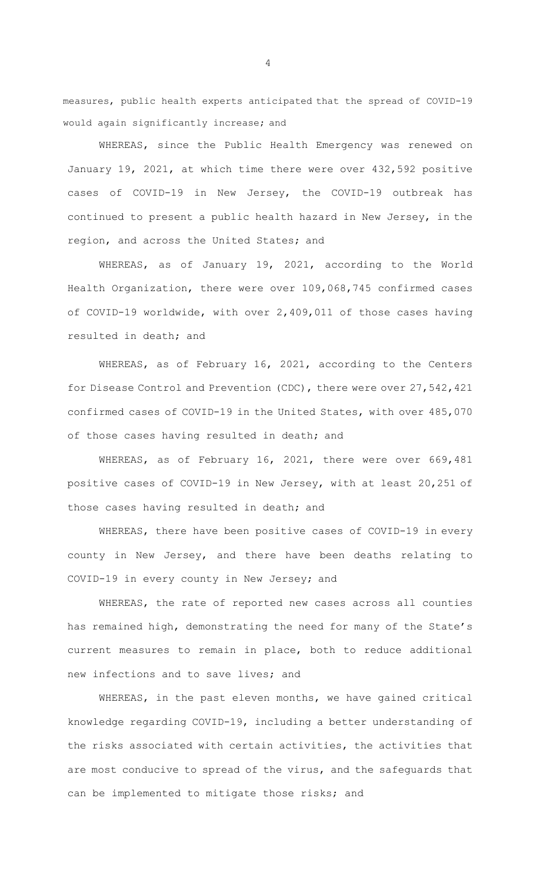measures, public health experts anticipated that the spread of COVID-19 would again significantly increase; and

WHEREAS, since the Public Health Emergency was renewed on January 19, 2021, at which time there were over 432,592 positive cases of COVID-19 in New Jersey, the COVID-19 outbreak has continued to present a public health hazard in New Jersey, in the region, and across the United States; and

WHEREAS, as of January 19, 2021, according to the World Health Organization, there were over 109,068,745 confirmed cases of COVID-19 worldwide, with over 2,409,011 of those cases having resulted in death; and

WHEREAS, as of February 16, 2021, according to the Centers for Disease Control and Prevention (CDC), there were over 27,542,421 confirmed cases of COVID-19 in the United States, with over 485,070 of those cases having resulted in death; and

WHEREAS, as of February 16, 2021, there were over 669,481 positive cases of COVID-19 in New Jersey, with at least 20,251 of those cases having resulted in death; and

WHEREAS, there have been positive cases of COVID-19 in every county in New Jersey, and there have been deaths relating to COVID-19 in every county in New Jersey; and

WHEREAS, the rate of reported new cases across all counties has remained high, demonstrating the need for many of the State's current measures to remain in place, both to reduce additional new infections and to save lives; and

WHEREAS, in the past eleven months, we have gained critical knowledge regarding COVID-19, including a better understanding of the risks associated with certain activities, the activities that are most conducive to spread of the virus, and the safeguards that can be implemented to mitigate those risks; and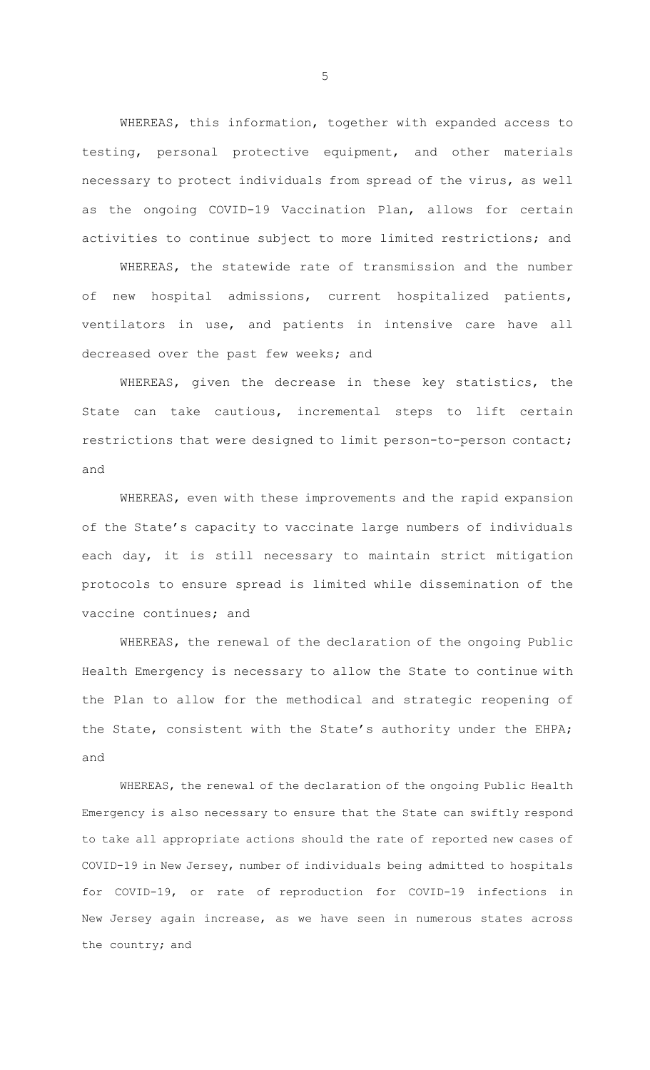WHEREAS, this information, together with expanded access to testing, personal protective equipment, and other materials necessary to protect individuals from spread of the virus, as well as the ongoing COVID-19 Vaccination Plan, allows for certain activities to continue subject to more limited restrictions; and

WHEREAS, the statewide rate of transmission and the number of new hospital admissions, current hospitalized patients, ventilators in use, and patients in intensive care have all decreased over the past few weeks; and

WHEREAS, given the decrease in these key statistics, the State can take cautious, incremental steps to lift certain restrictions that were designed to limit person-to-person contact; and

WHEREAS, even with these improvements and the rapid expansion of the State's capacity to vaccinate large numbers of individuals each day, it is still necessary to maintain strict mitigation protocols to ensure spread is limited while dissemination of the vaccine continues; and

WHEREAS, the renewal of the declaration of the ongoing Public Health Emergency is necessary to allow the State to continue with the Plan to allow for the methodical and strategic reopening of the State, consistent with the State's authority under the EHPA; and

WHEREAS, the renewal of the declaration of the ongoing Public Health Emergency is also necessary to ensure that the State can swiftly respond to take all appropriate actions should the rate of reported new cases of COVID-19 in New Jersey, number of individuals being admitted to hospitals for COVID-19, or rate of reproduction for COVID-19 infections in New Jersey again increase, as we have seen in numerous states across the country; and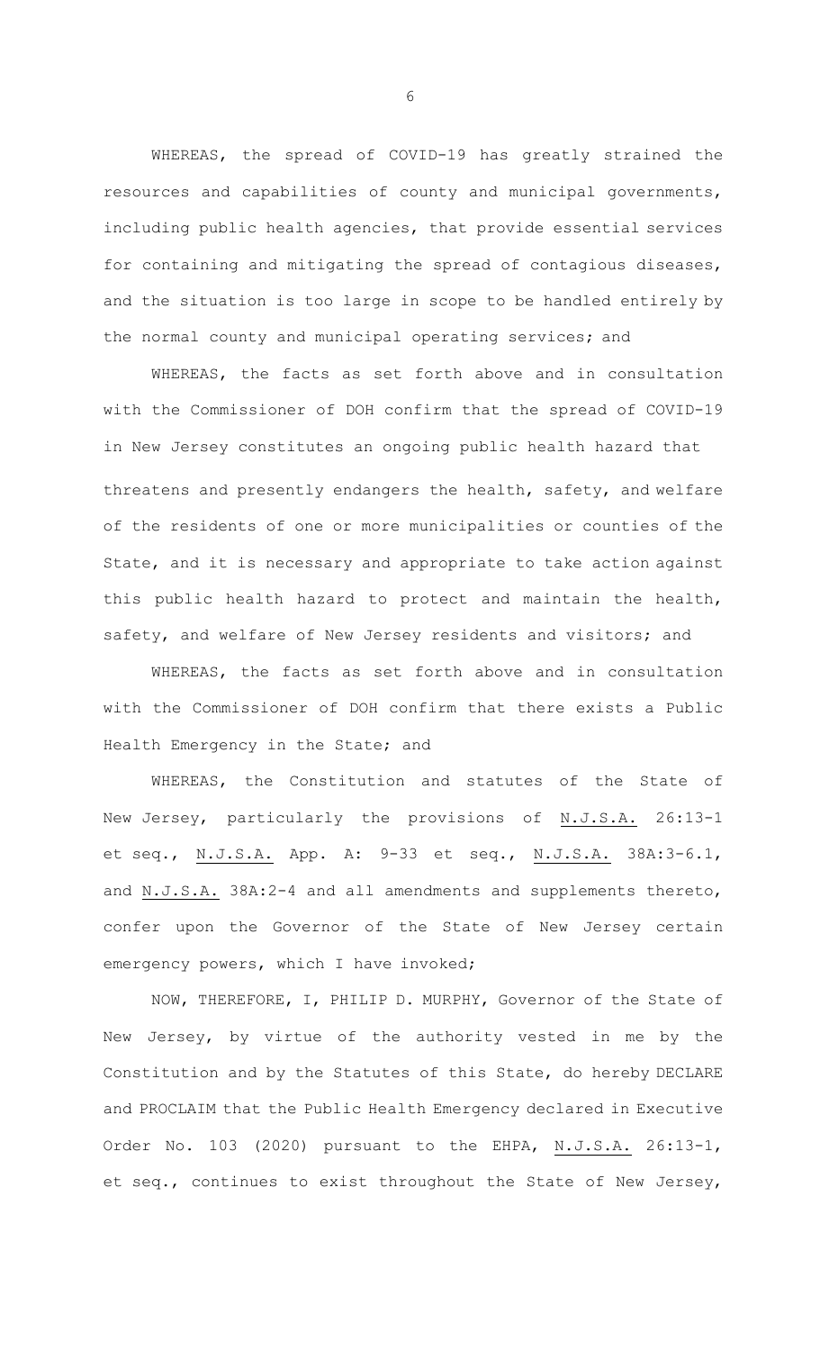WHEREAS, the spread of COVID-19 has greatly strained the resources and capabilities of county and municipal governments, including public health agencies, that provide essential services for containing and mitigating the spread of contagious diseases, and the situation is too large in scope to be handled entirely by the normal county and municipal operating services; and

WHEREAS, the facts as set forth above and in consultation with the Commissioner of DOH confirm that the spread of COVID-19 in New Jersey constitutes an ongoing public health hazard that threatens and presently endangers the health, safety, and welfare of the residents of one or more municipalities or counties of the State, and it is necessary and appropriate to take action against this public health hazard to protect and maintain the health, safety, and welfare of New Jersey residents and visitors; and

WHEREAS, the facts as set forth above and in consultation with the Commissioner of DOH confirm that there exists a Public Health Emergency in the State; and

WHEREAS, the Constitution and statutes of the State of New Jersey, particularly the provisions of N.J.S.A. 26:13-1 et seq., N.J.S.A. App. A: 9-33 et seq., N.J.S.A. 38A:3-6.1, and N.J.S.A. 38A:2-4 and all amendments and supplements thereto, confer upon the Governor of the State of New Jersey certain emergency powers, which I have invoked;

NOW, THEREFORE, I, PHILIP D. MURPHY, Governor of the State of New Jersey, by virtue of the authority vested in me by the Constitution and by the Statutes of this State, do hereby DECLARE and PROCLAIM that the Public Health Emergency declared in Executive Order No. 103 (2020) pursuant to the EHPA, N.J.S.A. 26:13-1, et seq., continues to exist throughout the State of New Jersey,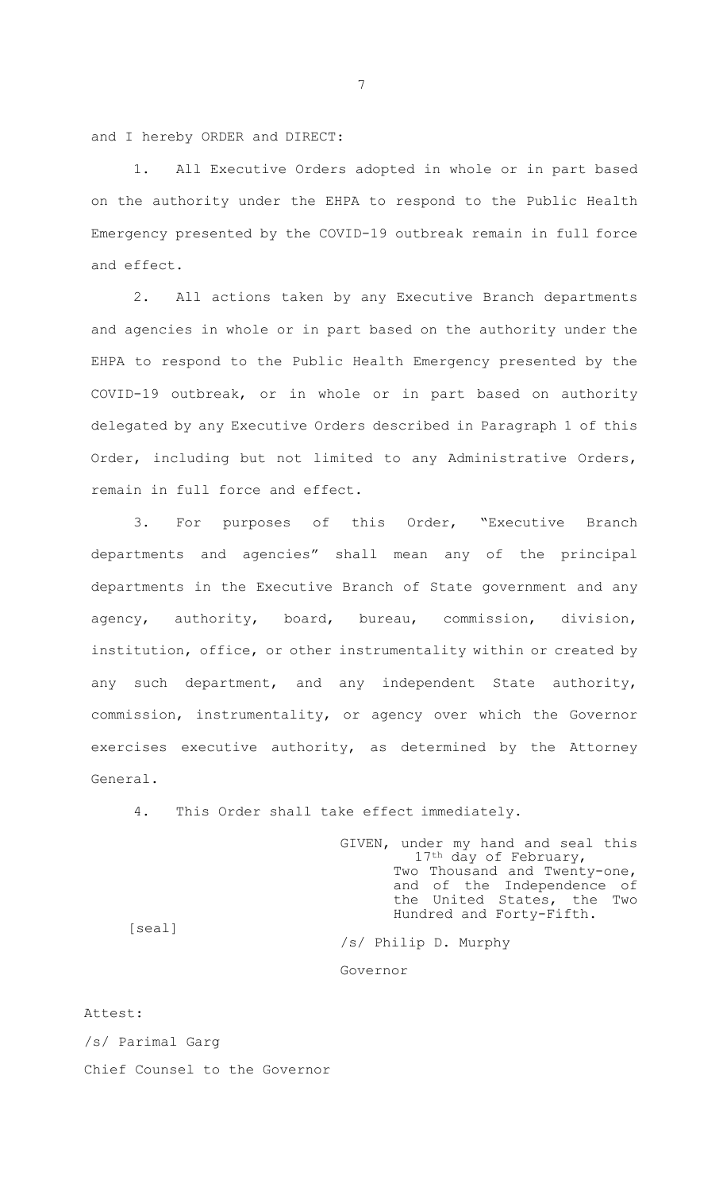and I hereby ORDER and DIRECT:

1. All Executive Orders adopted in whole or in part based on the authority under the EHPA to respond to the Public Health Emergency presented by the COVID-19 outbreak remain in full force and effect.

2. All actions taken by any Executive Branch departments and agencies in whole or in part based on the authority under the EHPA to respond to the Public Health Emergency presented by the COVID-19 outbreak, or in whole or in part based on authority delegated by any Executive Orders described in Paragraph 1 of this Order, including but not limited to any Administrative Orders, remain in full force and effect.

3. For purposes of this Order, "Executive Branch departments and agencies" shall mean any of the principal departments in the Executive Branch of State government and any agency, authority, board, bureau, commission, division, institution, office, or other instrumentality within or created by any such department, and any independent State authority, commission, instrumentality, or agency over which the Governor exercises executive authority, as determined by the Attorney General.

4. This Order shall take effect immediately.

GIVEN, under my hand and seal this 17th day of February, Two Thousand and Twenty-one, and of the Independence of the United States, the Two Hundred and Forty-Fifth.

[seal]

/s/ Philip D. Murphy

Governor

Attest:

/s/ Parimal Garg

Chief Counsel to the Governor